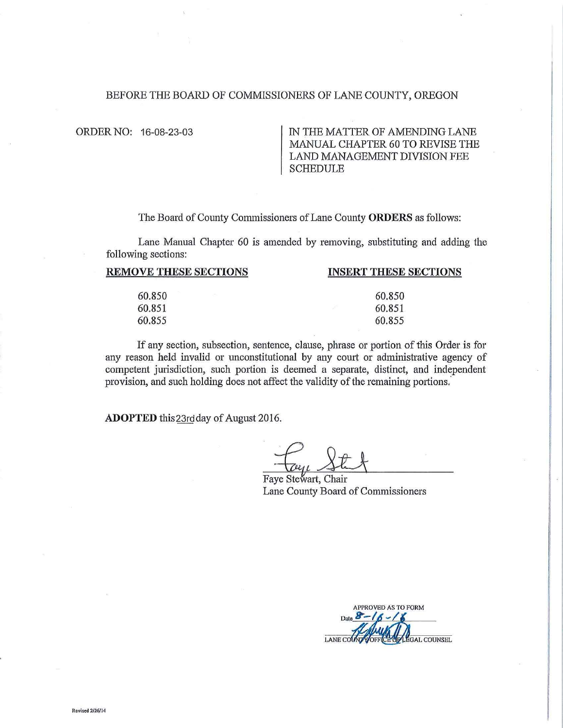BEFORE THE BOARD OF COMMISSIONERS OF LANE COUNTY, OREGON

ORDER NO: 16-08-23-03

IN THE MATTER OF AMENDING LANE MANUAL CHAPTER 60 TO REVISE THE LAND MANAGEMENT DIVISION FEE SCHEDULE

The Board of County Commissioners of Lane County **ORDERS** as follows:

Lane Manual Chapter 60 is amended by removing, substituting and adding the following sections:

| REMOVE THESE SECTIONS | INSERT THESE SECTIONS |
|---|---|
| 60.850 | 60.850 |
| 60.851 | 60.851 |
| 60.855 | 60.855 |

If any section, subsection, sentence, clause, phrase or portion of this Order is for any reason held invalid or unconstitutional by any court or administrative agency of competent jurisdiction, such portion is deemed a separate, distinct, and independent provision, and such holding does not affect the validity of the remaining portions.

**ADOPTED** this 23rd day of August 2016.

Faye Stewart, Chair
Lane County Board of Commissioners

APPROVED AS TO FORM
Date 8-16-16
LANE COUNTY OFFICE OF LEGAL COUNSEL

Revised 2/26/14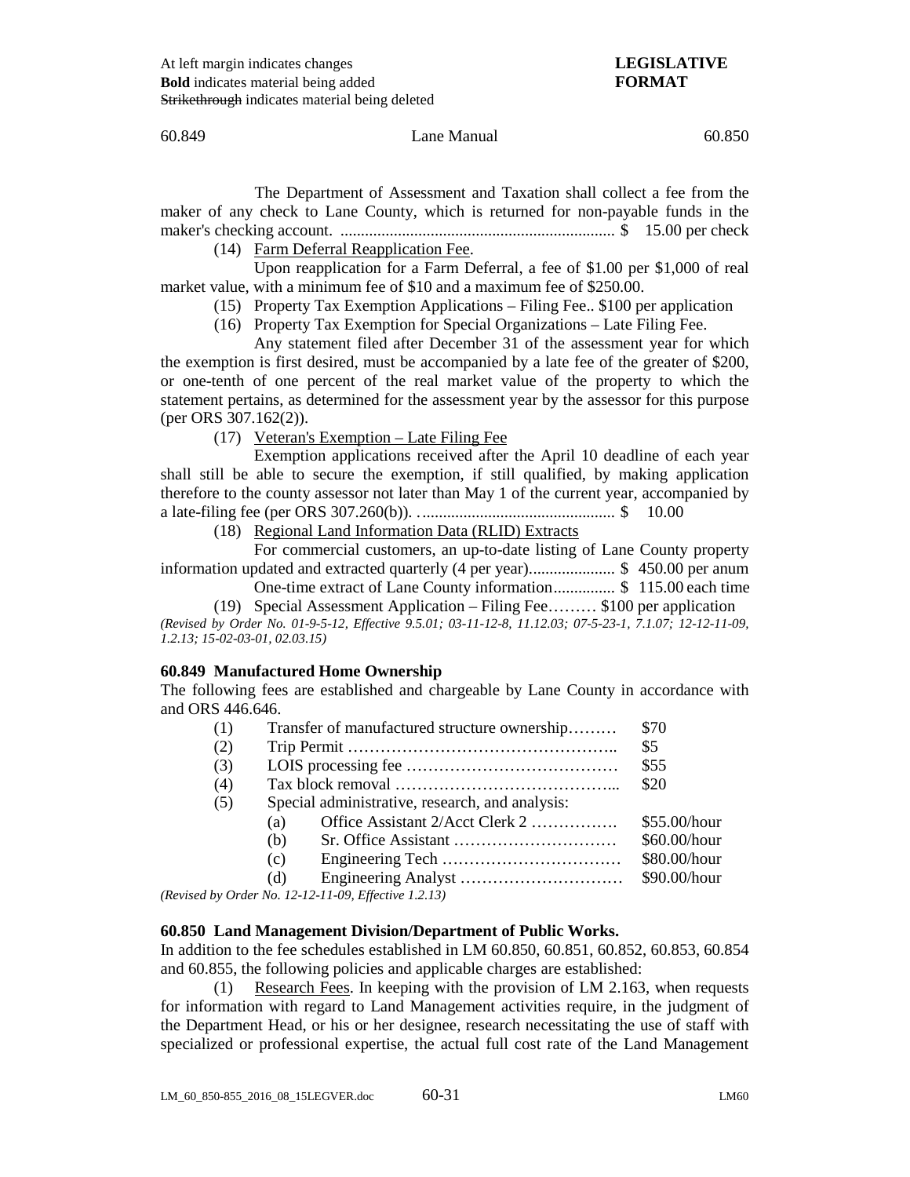The Department of Assessment and Taxation shall collect a fee from the maker of any check to Lane County, which is returned for non-payable funds in the maker's checking account. .................................................................. $ 15.00 per check

(14) Farm Deferral Reapplication Fee.

Upon reapplication for a Farm Deferral, a fee of $1.00 per $1,000 of real market value, with a minimum fee of $10 and a maximum fee of $250.00.

(15) Property Tax Exemption Applications – Filing Fee.. $100 per application

(16) Property Tax Exemption for Special Organizations – Late Filing Fee.

Any statement filed after December 31 of the assessment year for which the exemption is first desired, must be accompanied by a late fee of the greater of $200, or one-tenth of one percent of the real market value of the property to which the statement pertains, as determined for the assessment year by the assessor for this purpose (per ORS 307.162(2)).

(17) Veteran's Exemption – Late Filing Fee

Exemption applications received after the April 10 deadline of each year shall still be able to secure the exemption, if still qualified, by making application therefore to the county assessor not later than May 1 of the current year, accompanied by a late-filing fee (per ORS 307.260(b)). ............................................... $ 10.00

(18) Regional Land Information Data (RLID) Extracts

For commercial customers, an up-to-date listing of Lane County property information updated and extracted quarterly (4 per year).................... $ 450.00 per anum

One-time extract of Lane County information............... $ 115.00 each time

(19) Special Assessment Application – Filing Fee……… $100 per application

*(Revised by Order No. 01-9-5-12, Effective 9.5.01; 03-11-12-8, 11.12.03; 07-5-23-1, 7.1.07; 12-12-11-09, 1.2.13; 15-02-03-01, 02.03.15)*

### 60.849 Manufactured Home Ownership

The following fees are established and chargeable by Lane County in accordance with and ORS 446.646.

| | | | |
|---|---|---|---|
| (1) | | Transfer of manufactured structure ownership……… | $70 |
| (2) | | Trip Permit ………………………………………….. | $5 |
| (3) | | LOIS processing fee ………………………………… | $55 |
| (4) | | Tax block removal …………………………………... | $20 |
| (5) | | Special administrative, research, and analysis: | |
| | (a) | Office Assistant 2/Acct Clerk 2 ……………. | $55.00/hour |
| | (b) | Sr. Office Assistant ………………………… | $60.00/hour |
| | (c) | Engineering Tech …………………………… | $80.00/hour |
| | (d) | Engineering Analyst ………………………… | $90.00/hour |

*(Revised by Order No. 12-12-11-09, Effective 1.2.13)*

### 60.850 Land Management Division/Department of Public Works.

In addition to the fee schedules established in LM 60.850, 60.851, 60.852, 60.853, 60.854 and 60.855, the following policies and applicable charges are established:

(1) Research Fees. In keeping with the provision of LM 2.163, when requests for information with regard to Land Management activities require, in the judgment of the Department Head, or his or her designee, research necessitating the use of staff with specialized or professional expertise, the actual full cost rate of the Land Management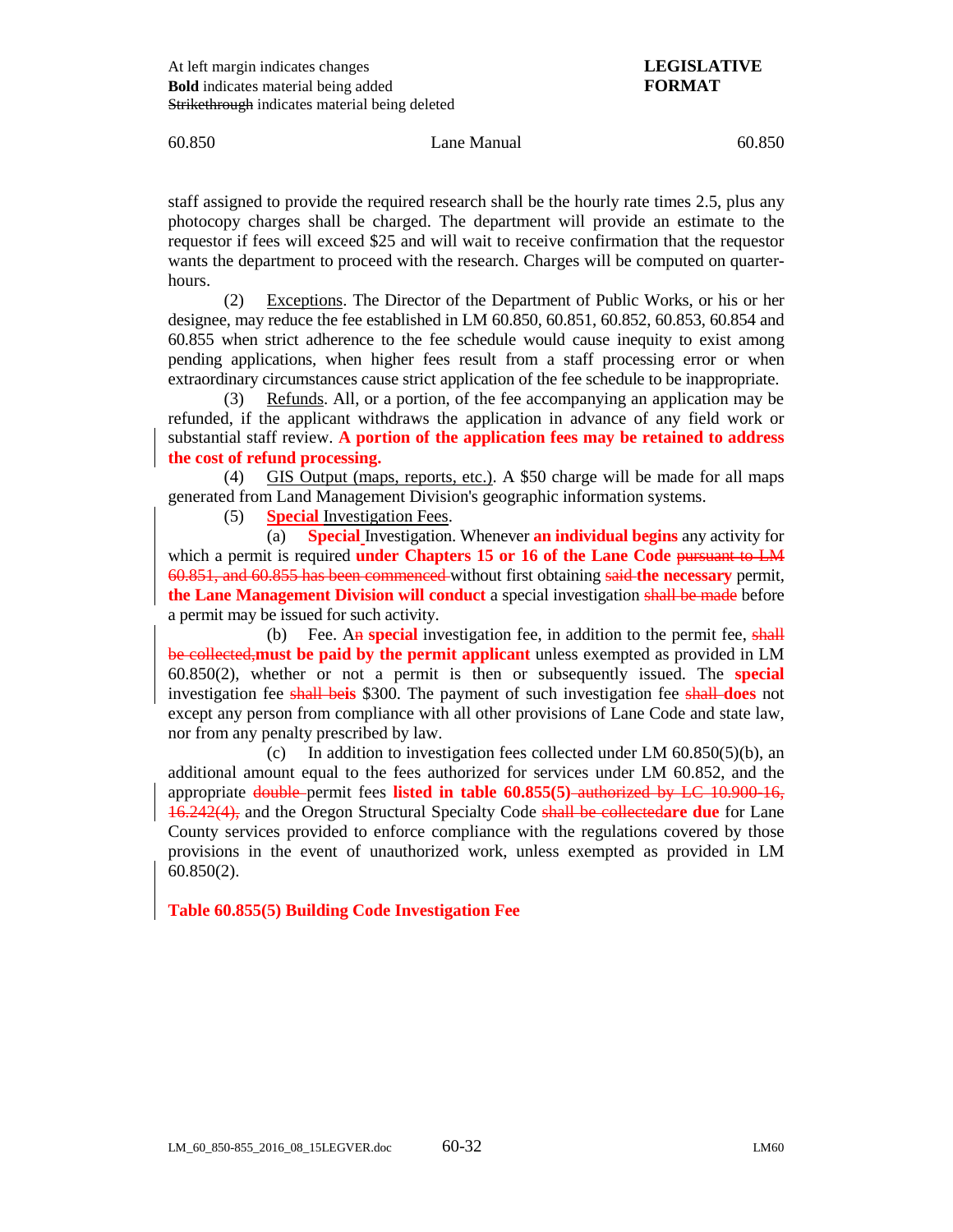At left margin indicates changes
**Bold** indicates material being added
~~Strikethrough~~ indicates material being deleted

**LEGISLATIVE FORMAT**

staff assigned to provide the required research shall be the hourly rate times 2.5, plus any photocopy charges shall be charged. The department will provide an estimate to the requestor if fees will exceed $25 and will wait to receive confirmation that the requestor wants the department to proceed with the research. Charges will be computed on quarter-hours.

(2) Exceptions. The Director of the Department of Public Works, or his or her designee, may reduce the fee established in LM 60.850, 60.851, 60.852, 60.853, 60.854 and 60.855 when strict adherence to the fee schedule would cause inequity to exist among pending applications, when higher fees result from a staff processing error or when extraordinary circumstances cause strict application of the fee schedule to be inappropriate.

(3) Refunds. All, or a portion, of the fee accompanying an application may be refunded, if the applicant withdraws the application in advance of any field work or substantial staff review. **A portion of the application fees may be retained to address the cost of refund processing.**

(4) GIS Output (maps, reports, etc.). A $50 charge will be made for all maps generated from Land Management Division's geographic information systems.

(5) **Special** Investigation Fees.

(a) **Special** Investigation. Whenever **an individual begins** any activity for which a permit is required **under Chapters 15 or 16 of the Lane Code** ~~pursuant to LM 60.851, and 60.855 has been commenced~~ without first obtaining ~~said~~ **the necessary** permit, **the Lane Management Division will conduct** a special investigation ~~shall be made~~ before a permit may be issued for such activity.

(b) Fee. A~~n~~ **special** investigation fee, in addition to the permit fee, ~~shall be collected,~~ **must be paid by the permit applicant** unless exempted as provided in LM 60.850(2), whether or not a permit is then or subsequently issued. The **special** investigation fee ~~shall be~~ **is** $300. The payment of such investigation fee ~~shall~~ **does** not except any person from compliance with all other provisions of Lane Code and state law, nor from any penalty prescribed by law.

(c) In addition to investigation fees collected under LM 60.850(5)(b), an additional amount equal to the fees authorized for services under LM 60.852, and the appropriate ~~double~~ permit fees **listed in table 60.855(5)** ~~authorized by LC 10.900-16, 16.242(4),~~ and the Oregon Structural Specialty Code ~~shall be collected~~ **are due** for Lane County services provided to enforce compliance with the regulations covered by those provisions in the event of unauthorized work, unless exempted as provided in LM 60.850(2).

**Table 60.855(5) Building Code Investigation Fee**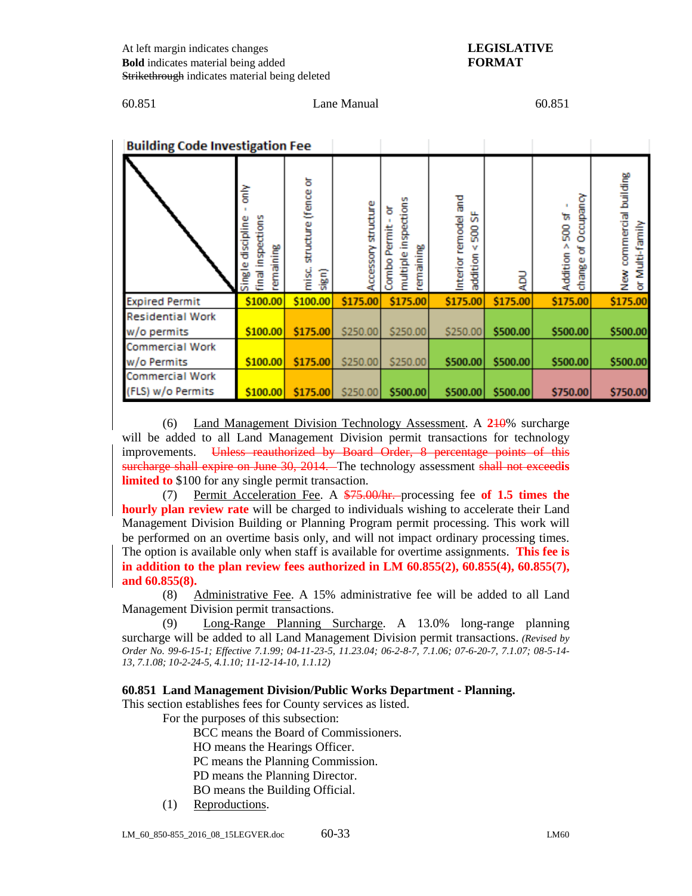At left margin indicates changes
**Bold** indicates material being added
~~Strikethrough~~ indicates material being deleted

**LEGISLATIVE FORMAT**

60.851 Lane Manual 60.851

**Building Code Investigation Fee**

| | Single discipline - only final inspections remaining | misc. structure (fence or sign) | Accessory structure | Combo Permit - or multiple inspections remaining | Interior remodel and addition < 500 SF | ADU | Addition > 500 sf - change of Occupancy | New commercial building or Multi-family |
|---|---|---|---|---|---|---|---|---|
| Expired Permit | $100.00 | $100.00 | $175.00 | $175.00 | $175.00 | $175.00 | $175.00 | $175.00 |
| Residential Work w/o permits | $100.00 | $175.00 | $250.00 | $250.00 | $250.00 | $500.00 | $500.00 | $500.00 |
| Commercial Work w/o Permits | $100.00 | $175.00 | $250.00 | $250.00 | $500.00 | $500.00 | $500.00 | $500.00 |
| Commercial Work (FLS) w/o Permits | $100.00 | $175.00 | $250.00 | $500.00 | $500.00 | $500.00 | $750.00 | $750.00 |

(6) Land Management Division Technology Assessment. A **2**~~10~~% surcharge will be added to all Land Management Division permit transactions for technology improvements. ~~Unless reauthorized by Board Order, 8 percentage points of this surcharge shall expire on June 30, 2014.~~ The technology assessment ~~shall not exceed~~**is limited to** $100 for any single permit transaction.

(7) Permit Acceleration Fee. A ~~$75.00/hr.~~ processing fee **of 1.5 times the hourly plan review rate** will be charged to individuals wishing to accelerate their Land Management Division Building or Planning Program permit processing. This work will be performed on an overtime basis only, and will not impact ordinary processing times. The option is available only when staff is available for overtime assignments. **This fee is in addition to the plan review fees authorized in LM 60.855(2), 60.855(4), 60.855(7), and 60.855(8).**

(8) Administrative Fee. A 15% administrative fee will be added to all Land Management Division permit transactions.

(9) Long-Range Planning Surcharge. A 13.0% long-range planning surcharge will be added to all Land Management Division permit transactions. *(Revised by Order No. 99-6-15-1; Effective 7.1.99; 04-11-23-5, 11.23.04; 06-2-8-7, 7.1.06; 07-6-20-7, 7.1.07; 08-5-14-13, 7.1.08; 10-2-24-5, 4.1.10; 11-12-14-10, 1.1.12)*

**60.851 Land Management Division/Public Works Department - Planning.**
This section establishes fees for County services as listed.

For the purposes of this subsection:

BCC means the Board of Commissioners.
HO means the Hearings Officer.
PC means the Planning Commission.
PD means the Planning Director.
BO means the Building Official.

(1) Reproductions.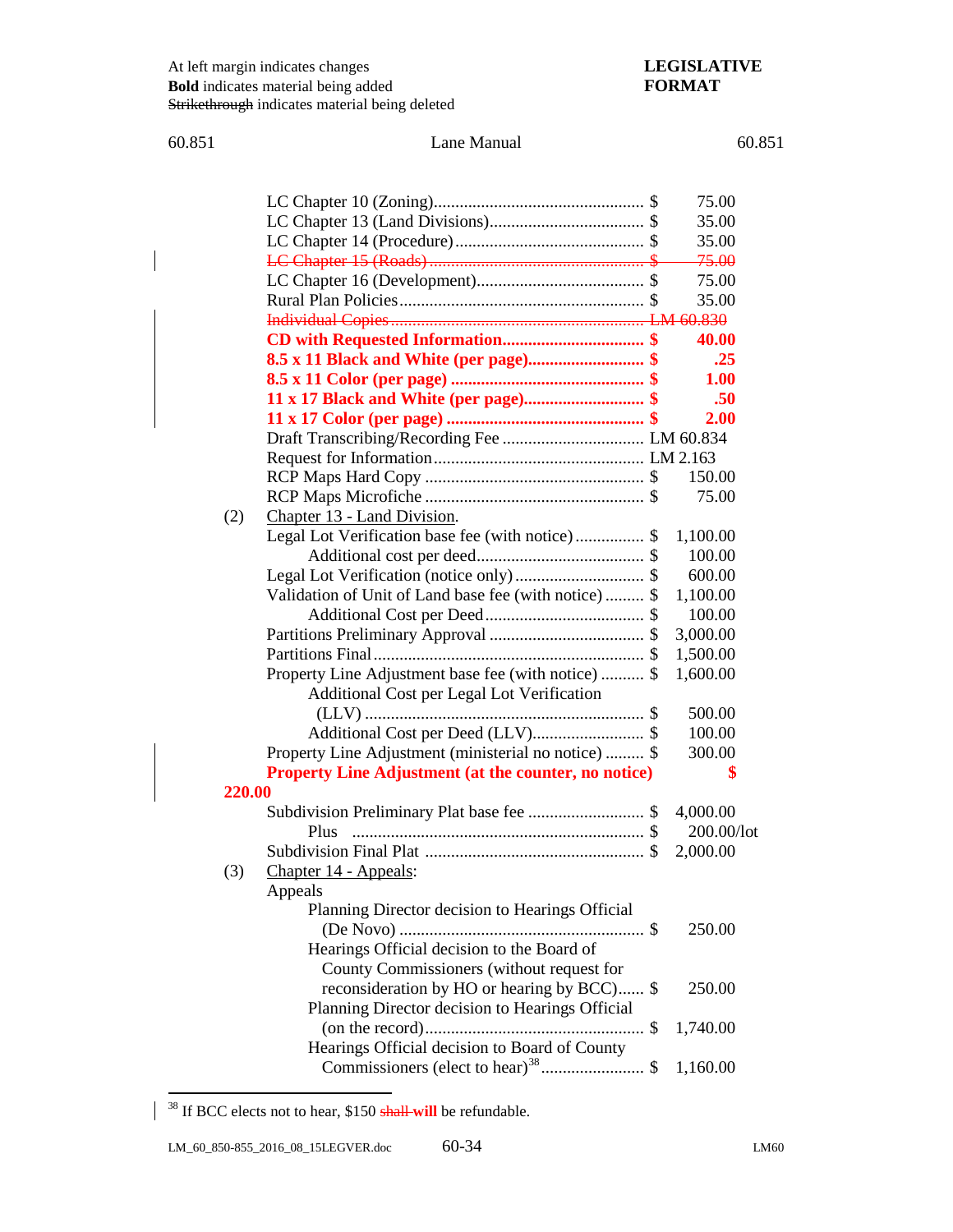At left margin indicates changes
**Bold** indicates material being added
~~Strikethrough~~ indicates material being deleted

**LEGISLATIVE FORMAT**

| | | |
|---|---|---|
| LC Chapter 10 (Zoning) | $ | 75.00 |
| LC Chapter 13 (Land Divisions) | $ | 35.00 |
| LC Chapter 14 (Procedure) | $ | 35.00 |
| ~~LC Chapter 15 (Roads)~~ | ~~$~~ | ~~75.00~~ |
| LC Chapter 16 (Development) | $ | 75.00 |
| Rural Plan Policies | $ | 35.00 |
| ~~Individual Copies~~ | | ~~LM 60.830~~ |
| **CD with Requested Information** | **$** | **40.00** |
| **8.5 x 11 Black and White (per page)** | **$** | **.25** |
| **8.5 x 11 Color (per page)** | **$** | **1.00** |
| **11 x 17 Black and White (per page)** | **$** | **.50** |
| **11 x 17 Color (per page)** | **$** | **2.00** |
| Draft Transcribing/Recording Fee | | LM 60.834 |
| Request for Information | | LM 2.163 |
| RCP Maps Hard Copy | $ | 150.00 |
| RCP Maps Microfiche | $ | 75.00 |

(2) Chapter 13 - Land Division.

| | | |
|---|---|---|
| Legal Lot Verification base fee (with notice) | $ | 1,100.00 |
| Additional cost per deed | $ | 100.00 |
| Legal Lot Verification (notice only) | $ | 600.00 |
| Validation of Unit of Land base fee (with notice) | $ | 1,100.00 |
| Additional Cost per Deed | $ | 100.00 |
| Partitions Preliminary Approval | $ | 3,000.00 |
| Partitions Final | $ | 1,500.00 |
| Property Line Adjustment base fee (with notice) | $ | 1,600.00 |
| Additional Cost per Legal Lot Verification (LLV) | $ | 500.00 |
| Additional Cost per Deed (LLV) | $ | 100.00 |
| Property Line Adjustment (ministerial no notice) | $ | 300.00 |
| **Property Line Adjustment (at the counter, no notice)** | **$** | **220.00** |
| Subdivision Preliminary Plat base fee | $ | 4,000.00 |
| Plus | $ | 200.00/lot |
| Subdivision Final Plat | $ | 2,000.00 |

(3) Chapter 14 - Appeals:

Appeals

| | | |
|---|---|---|
| Planning Director decision to Hearings Official (De Novo) | $ | 250.00 |
| Hearings Official decision to the Board of County Commissioners (without request for reconsideration by HO or hearing by BCC) | $ | 250.00 |
| Planning Director decision to Hearings Official (on the record) | $ | 1,740.00 |
| Hearings Official decision to Board of County Commissioners (elect to hear)[38] | $ | 1,160.00 |

[38] If BCC elects not to hear, $150 ~~shall~~ **will** be refundable.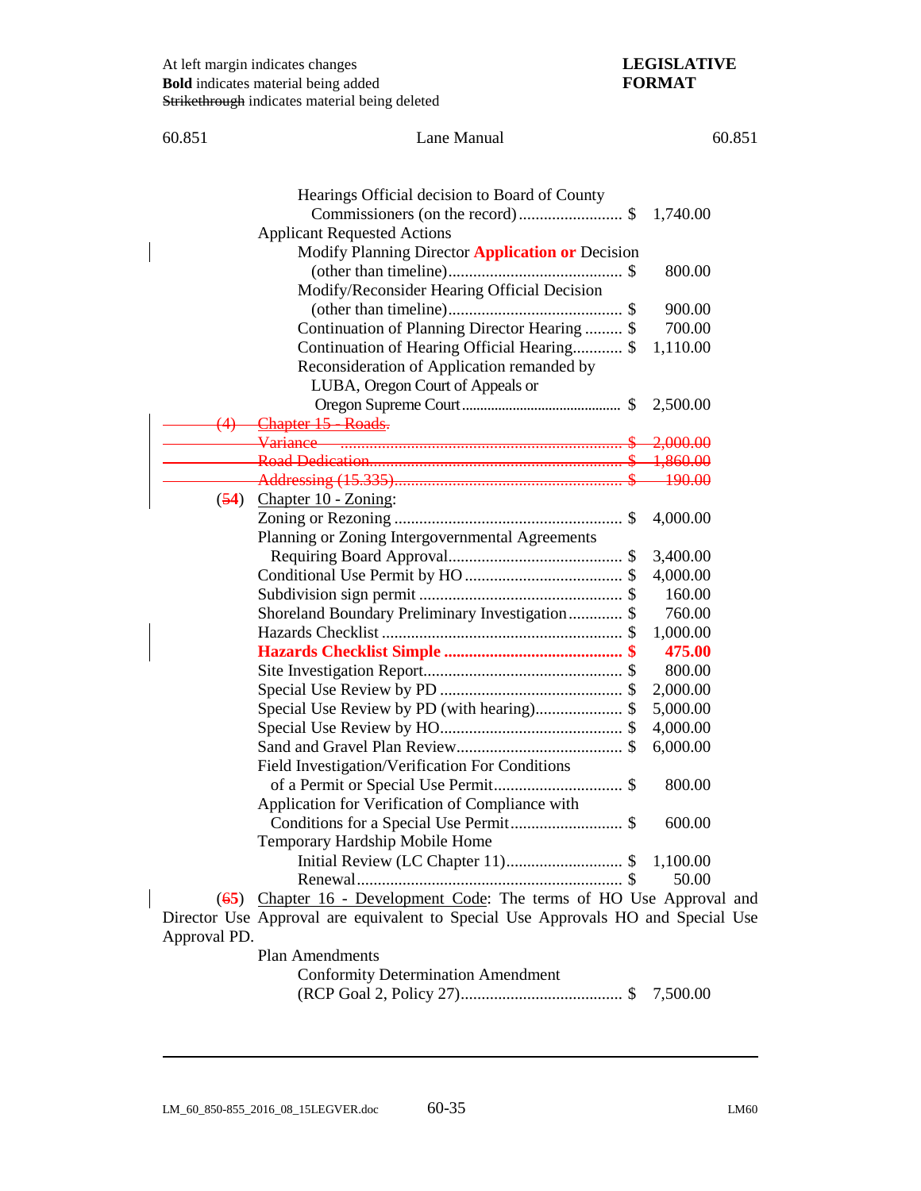At left margin indicates changes
**Bold** indicates material being added
~~Strikethrough~~ indicates material being deleted

**LEGISLATIVE FORMAT**

Hearings Official decision to Board of County Commissioners (on the record)........................ $ 1,740.00

Applicant Requested Actions

Modify Planning Director **Application or** Decision (other than timeline).......................................... $ 800.00

Modify/Reconsider Hearing Official Decision (other than timeline).......................................... $ 900.00

Continuation of Planning Director Hearing ......... $ 700.00

Continuation of Hearing Official Hearing............ $ 1,110.00

Reconsideration of Application remanded by LUBA, Oregon Court of Appeals or Oregon Supreme Court.......................................... $ 2,500.00

~~(4) Chapter 15 - Roads.~~

~~Variance .................................................................. $ 2,000.00~~

~~Road Dedication........................................................ $ 1,860.00~~

~~Addressing (15.335)................................................... $ 190.00~~

(~~5~~**4**) Chapter 10 - Zoning:

Zoning or Rezoning ...................................................... $ 4,000.00

Planning or Zoning Intergovernmental Agreements Requiring Board Approval.......................................... $ 3,400.00

Conditional Use Permit by HO ..................................... $ 4,000.00

Subdivision sign permit ................................................ $ 160.00

Shoreland Boundary Preliminary Investigation............ $ 760.00

Hazards Checklist ......................................................... $ 1,000.00

**Hazards Checklist Simple .......................................... $ 475.00**

Site Investigation Report................................................ $ 800.00

Special Use Review by PD ........................................... $ 2,000.00

Special Use Review by PD (with hearing).................... $ 5,000.00

Special Use Review by HO........................................... $ 4,000.00

Sand and Gravel Plan Review....................................... $ 6,000.00

Field Investigation/Verification For Conditions of a Permit or Special Use Permit.............................. $ 800.00

Application for Verification of Compliance with Conditions for a Special Use Permit.......................... $ 600.00

Temporary Hardship Mobile Home

Initial Review (LC Chapter 11)........................... $ 1,100.00

Renewal............................................................... $ 50.00

(~~6~~**5**) Chapter 16 - Development Code: The terms of HO Use Approval and Director Use Approval are equivalent to Special Use Approvals HO and Special Use Approval PD.

Plan Amendments

Conformity Determination Amendment (RCP Goal 2, Policy 27)...................................... $ 7,500.00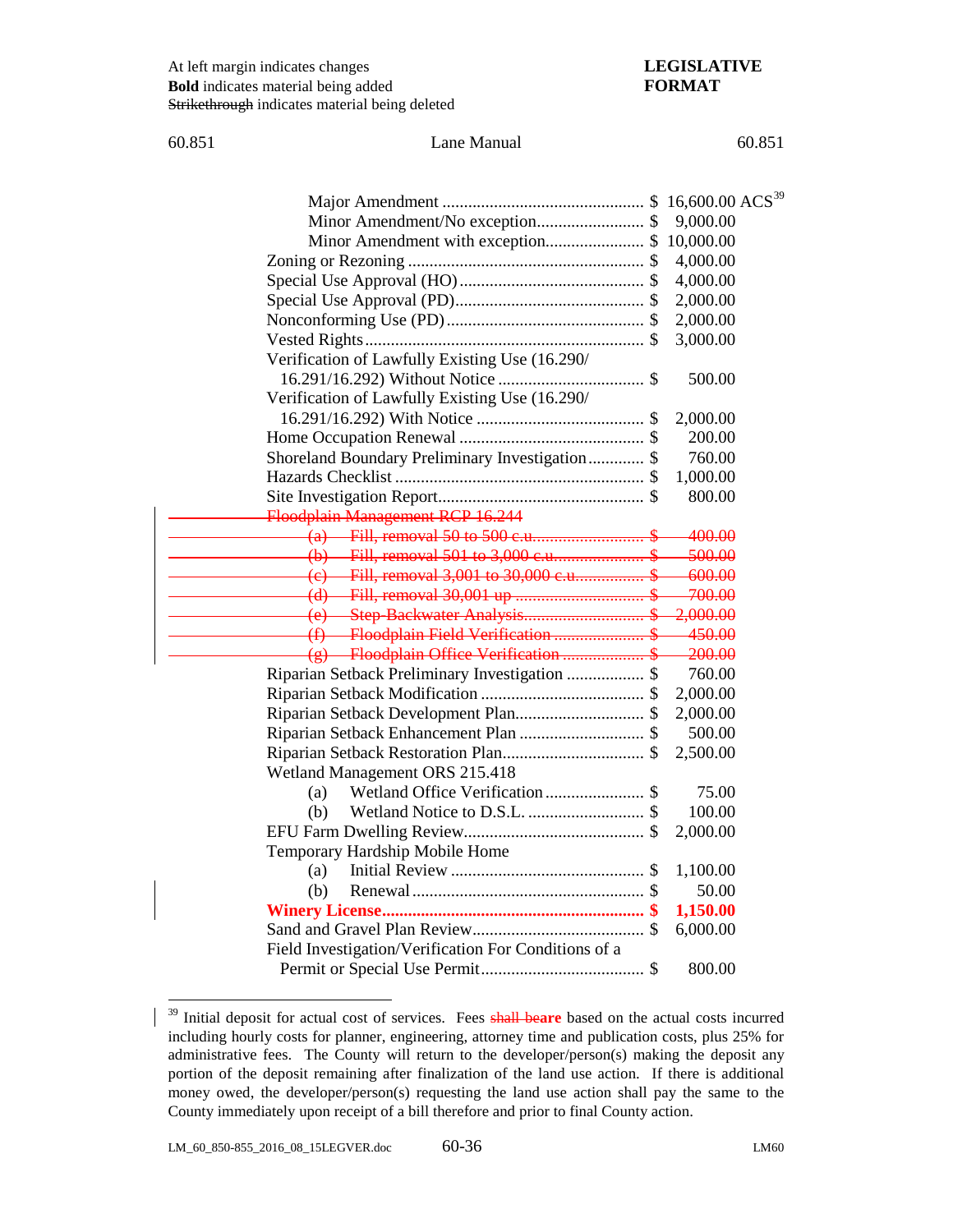At left margin indicates changes
**Bold** indicates material being added
~~Strikethrough~~ indicates material being deleted

**LEGISLATIVE FORMAT**

| | |
|---|---|
| Major Amendment | $ 16,600.00 ACS[39] |
| Minor Amendment/No exception | $ 9,000.00 |
| Minor Amendment with exception | $ 10,000.00 |
| Zoning or Rezoning | $ 4,000.00 |
| Special Use Approval (HO) | $ 4,000.00 |
| Special Use Approval (PD) | $ 2,000.00 |
| Nonconforming Use (PD) | $ 2,000.00 |
| Vested Rights | $ 3,000.00 |
| Verification of Lawfully Existing Use (16.290/16.291/16.292) Without Notice | $ 500.00 |
| Verification of Lawfully Existing Use (16.290/16.291/16.292) With Notice | $ 2,000.00 |
| Home Occupation Renewal | $ 200.00 |
| Shoreland Boundary Preliminary Investigation | $ 760.00 |
| Hazards Checklist | $ 1,000.00 |
| Site Investigation Report | $ 800.00 |
| ~~Floodplain Management RCP 16.244~~ | |
| ~~(a) Fill, removal 50 to 500 c.u.~~ | ~~$ 400.00~~ |
| ~~(b) Fill, removal 501 to 3,000 c.u.~~ | ~~$ 500.00~~ |
| ~~(c) Fill, removal 3,001 to 30,000 c.u.~~ | ~~$ 600.00~~ |
| ~~(d) Fill, removal 30,001 up~~ | ~~$ 700.00~~ |
| ~~(e) Step-Backwater Analysis~~ | ~~$ 2,000.00~~ |
| ~~(f) Floodplain Field Verification~~ | ~~$ 450.00~~ |
| ~~(g) Floodplain Office Verification~~ | ~~$ 200.00~~ |
| Riparian Setback Preliminary Investigation | $ 760.00 |
| Riparian Setback Modification | $ 2,000.00 |
| Riparian Setback Development Plan | $ 2,000.00 |
| Riparian Setback Enhancement Plan | $ 500.00 |
| Riparian Setback Restoration Plan | $ 2,500.00 |
| Wetland Management ORS 215.418 | |
| (a) Wetland Office Verification | $ 75.00 |
| (b) Wetland Notice to D.S.L. | $ 100.00 |
| EFU Farm Dwelling Review | $ 2,000.00 |
| Temporary Hardship Mobile Home | |
| (a) Initial Review | $ 1,100.00 |
| (b) Renewal | $ 50.00 |
| **Winery License** | **$ 1,150.00** |
| Sand and Gravel Plan Review | $ 6,000.00 |
| Field Investigation/Verification For Conditions of a Permit or Special Use Permit | $ 800.00 |

[39] Initial deposit for actual cost of services. Fees ~~shall be~~**are** based on the actual costs incurred including hourly costs for planner, engineering, attorney time and publication costs, plus 25% for administrative fees. The County will return to the developer/person(s) making the deposit any portion of the deposit remaining after finalization of the land use action. If there is additional money owed, the developer/person(s) requesting the land use action shall pay the same to the County immediately upon receipt of a bill therefore and prior to final County action.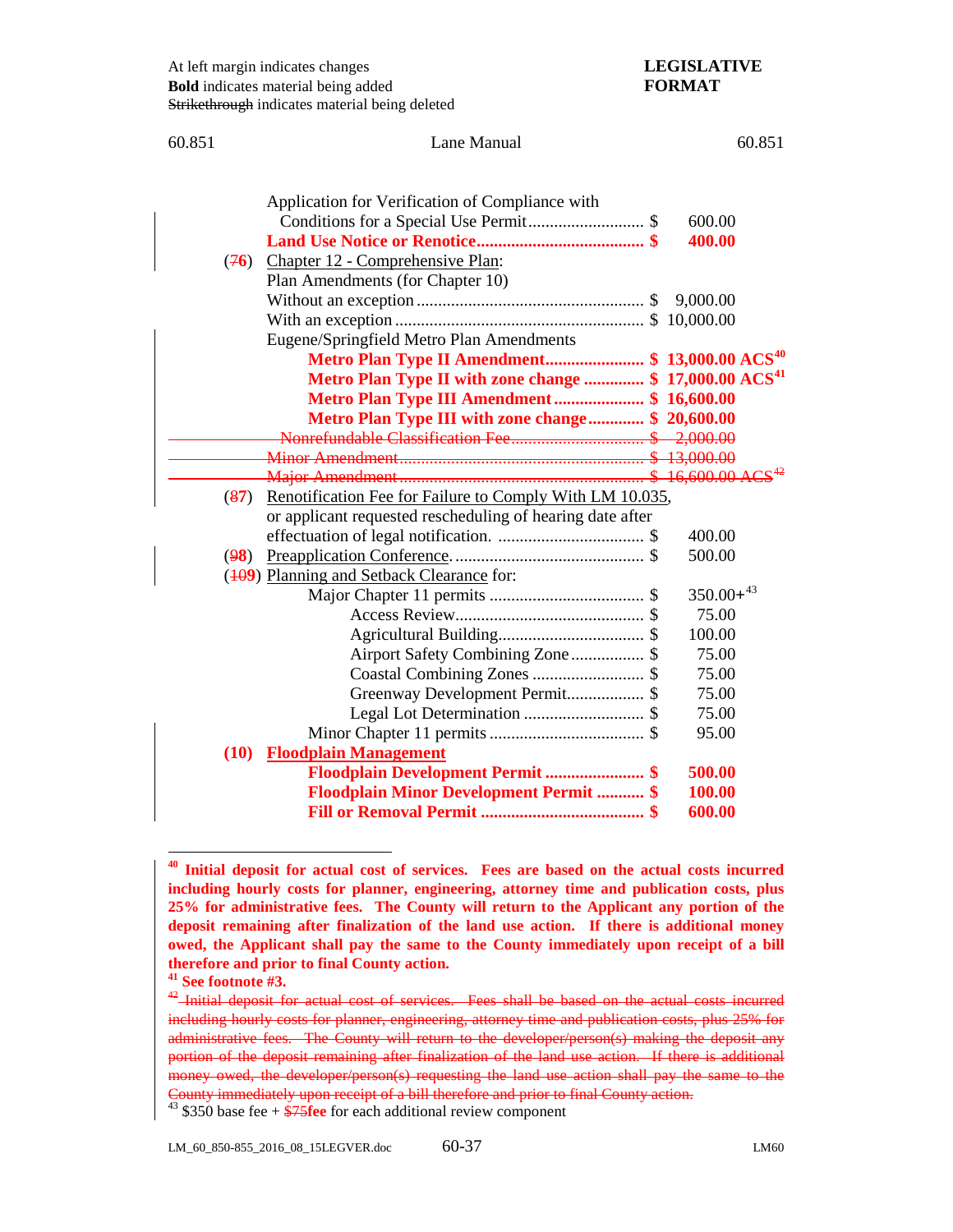At left margin indicates changes
**Bold** indicates material being added
~~Strikethrough~~ indicates material being deleted

**LEGISLATIVE FORMAT**

60.851 Lane Manual 60.851

| | | |
|---|---|---|
| | Application for Verification of Compliance with Conditions for a Special Use Permit | $ 600.00 |
| | **Land Use Notice or Renotice** | **$ 400.00** |
| (~~7~~**6**) | Chapter 12 - Comprehensive Plan: | |
| | Plan Amendments (for Chapter 10) | |
| | Without an exception | $ 9,000.00 |
| | With an exception | $ 10,000.00 |
| | Eugene/Springfield Metro Plan Amendments | |
| | **Metro Plan Type II Amendment** | **$ 13,000.00 ACS[40]** |
| | **Metro Plan Type II with zone change** | **$ 17,000.00 ACS[41]** |
| | **Metro Plan Type III Amendment** | **$ 16,600.00** |
| | **Metro Plan Type III with zone change** | **$ 20,600.00** |
| | ~~Nonrefundable Classification Fee~~ | ~~$ 2,000.00~~ |
| | ~~Minor Amendment~~ | ~~$ 13,000.00~~ |
| | ~~Major Amendment~~ | ~~$ 16,600.00 ACS[42]~~ |
| (~~8~~**7**) | Renotification Fee for Failure to Comply With LM 10.035, or applicant requested rescheduling of hearing date after effectuation of legal notification. | $ 400.00 |
| (~~9~~**8**) | Preapplication Conference. | $ 500.00 |
| (~~10~~**9**) | Planning and Setback Clearance for: | |
| | Major Chapter 11 permits | $ 350.00+[43] |
| | Access Review | $ 75.00 |
| | Agricultural Building | $ 100.00 |
| | Airport Safety Combining Zone | $ 75.00 |
| | Coastal Combining Zones | $ 75.00 |
| | Greenway Development Permit | $ 75.00 |
| | Legal Lot Determination | $ 75.00 |
| | Minor Chapter 11 permits | $ 95.00 |
| **(10)** | **Floodplain Management** | |
| | **Floodplain Development Permit** | **$ 500.00** |
| | **Floodplain Minor Development Permit** | **$ 100.00** |
| | **Fill or Removal Permit** | **$ 600.00** |

---

**[40] Initial deposit for actual cost of services. Fees are based on the actual costs incurred including hourly costs for planner, engineering, attorney time and publication costs, plus 25% for administrative fees. The County will return to the Applicant any portion of the deposit remaining after finalization of the land use action. If there is additional money owed, the Applicant shall pay the same to the County immediately upon receipt of a bill therefore and prior to final County action.**

**[41] See footnote #3.**

~~[42] Initial deposit for actual cost of services. Fees shall be based on the actual costs incurred including hourly costs for planner, engineering, attorney time and publication costs, plus 25% for administrative fees. The County will return to the developer/person(s) making the deposit any portion of the deposit remaining after finalization of the land use action. If there is additional money owed, the developer/person(s) requesting the land use action shall pay the same to the County immediately upon receipt of a bill therefore and prior to final County action.~~

[43] $350 base fee + ~~$75~~**fee** for each additional review component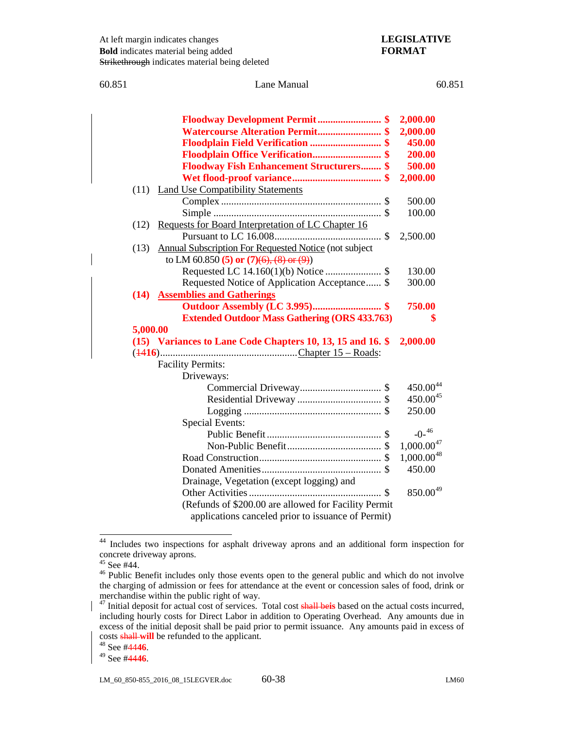At left margin indicates changes
**Bold** indicates material being added
~~Strikethrough~~ indicates material being deleted

**LEGISLATIVE FORMAT**

60.851 Lane Manual 60.851

**Floodway Development Permit ........................ $ 2,000.00**
**Watercourse Alteration Permit........................ $ 2,000.00**
**Floodplain Field Verification ........................... $ 450.00**
**Floodplain Office Verification.......................... $ 200.00**
**Floodway Fish Enhancement Structurers........ $ 500.00**
**Wet flood-proof variance.................................. $ 2,000.00**

(11) Land Use Compatibility Statements
Complex .............................................................. $ 500.00
Simple ................................................................. $ 100.00

(12) Requests for Board Interpretation of LC Chapter 16
Pursuant to LC 16.008.......................................... $ 2,500.00

(13) Annual Subscription For Requested Notice (not subject to LM 60.850 **(5) or (7)**~~(6), (8) or (9)~~)
Requested LC 14.160(1)(b) Notice ..................... $ 130.00
Requested Notice of Application Acceptance...... $ 300.00

**(14) Assemblies and Gatherings**
**Outdoor Assembly (LC 3.995)........................... $ 750.00**
**Extended Outdoor Mass Gathering (ORS 433.763) $ 5,000.00**

**(15) Variances to Lane Code Chapters 10, 13, 15 and 16. $ 2,000.00**

(~~14~~**16**).....................................................Chapter 15 – Roads:

Facility Permits:

Driveways:
Commercial Driveway................................ $ 450.00[44]
Residential Driveway ................................ $ 450.00[45]
Logging ..................................................... $ 250.00

Special Events:
Public Benefit ............................................ $ -0-[46]
Non-Public Benefit..................................... $ 1,000.00[47]

Road Construction................................................ $ 1,000.00[48]
Donated Amenities............................................... $ 450.00
Drainage, Vegetation (except logging) and Other Activities .................................................... $ 850.00[49]
(Refunds of $200.00 are allowed for Facility Permit applications canceled prior to issuance of Permit)

---

[44] Includes two inspections for asphalt driveway aprons and an additional form inspection for concrete driveway aprons.
[45] See #44.
[46] Public Benefit includes only those events open to the general public and which do not involve the charging of admission or fees for attendance at the event or concession sales of food, drink or merchandise within the public right of way.
[47] Initial deposit for actual cost of services. Total cost ~~shall be~~**is** based on the actual costs incurred, including hourly costs for Direct Labor in addition to Operating Overhead. Any amounts due in excess of the initial deposit shall be paid prior to permit issuance. Any amounts paid in excess of costs ~~shall~~ **will** be refunded to the applicant.
[48] See #~~44~~**46**.
[49] See #~~44~~**46**.

LM_60_850-855_2016_08_15LEGVER.doc 60-38 LM60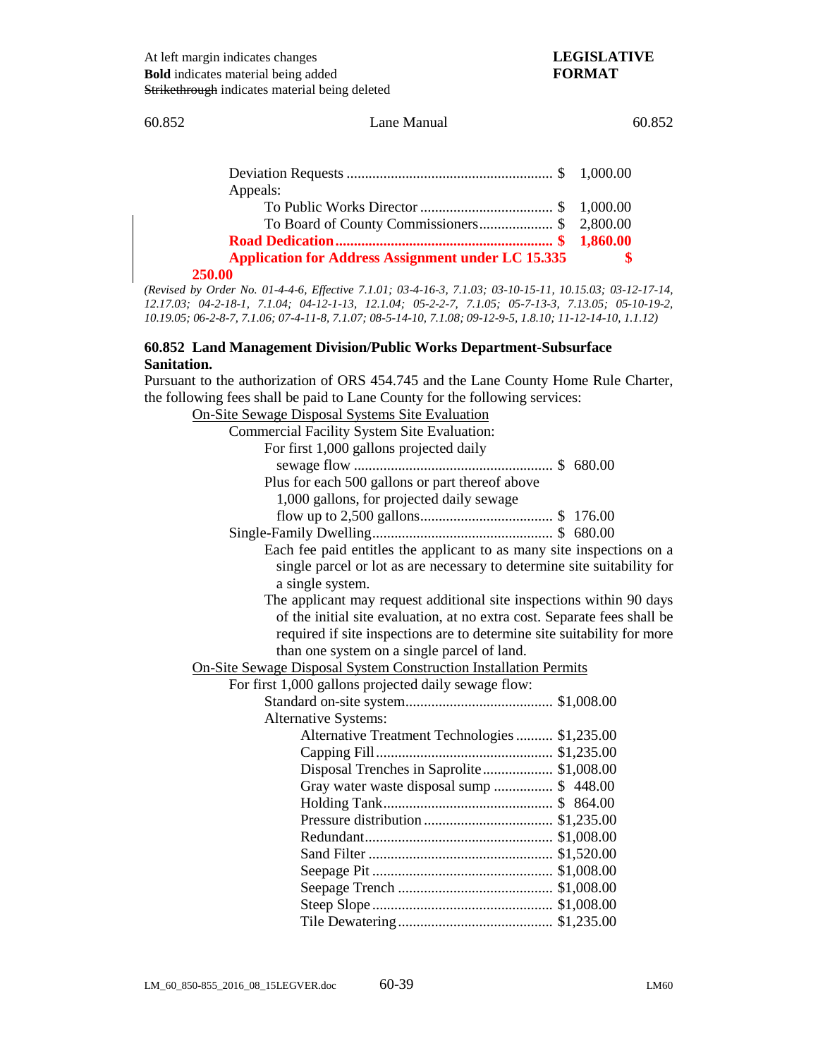At left margin indicates changes
**Bold** indicates material being added
~~Strikethrough~~ indicates material being deleted

**LEGISLATIVE FORMAT**

Deviation Requests ........................................................ $ 1,000.00
Appeals:
To Public Works Director .................................... $ 1,000.00
To Board of County Commissioners.................... $ 2,800.00
**Road Dedication........................................................... $ 1,860.00**
**Application for Address Assignment under LC 15.335 $ 250.00**

*(Revised by Order No. 01-4-4-6, Effective 7.1.01; 03-4-16-3, 7.1.03; 03-10-15-11, 10.15.03; 03-12-17-14, 12.17.03; 04-2-18-1, 7.1.04; 04-12-1-13, 12.1.04; 05-2-2-7, 7.1.05; 05-7-13-3, 7.13.05; 05-10-19-2, 10.19.05; 06-2-8-7, 7.1.06; 07-4-11-8, 7.1.07; 08-5-14-10, 7.1.08; 09-12-9-5, 1.8.10; 11-12-14-10, 1.1.12)*

**60.852 Land Management Division/Public Works Department-Subsurface Sanitation.**

Pursuant to the authorization of ORS 454.745 and the Lane County Home Rule Charter, the following fees shall be paid to Lane County for the following services:

<u>On-Site Sewage Disposal Systems Site Evaluation</u>

Commercial Facility System Site Evaluation:
For first 1,000 gallons projected daily sewage flow ...................................................... $ 680.00
Plus for each 500 gallons or part thereof above 1,000 gallons, for projected daily sewage flow up to 2,500 gallons.................................... $ 176.00
Single-Family Dwelling................................................ $ 680.00
Each fee paid entitles the applicant to as many site inspections on a single parcel or lot as are necessary to determine site suitability for a single system.
The applicant may request additional site inspections within 90 days of the initial site evaluation, at no extra cost. Separate fees shall be required if site inspections are to determine site suitability for more than one system on a single parcel of land.

<u>On-Site Sewage Disposal System Construction Installation Permits</u>

For first 1,000 gallons projected daily sewage flow:
Standard on-site system........................................ $1,008.00
Alternative Systems:
Alternative Treatment Technologies .......... $1,235.00
Capping Fill................................................ $1,235.00
Disposal Trenches in Saprolite................... $1,008.00
Gray water waste disposal sump ................ $ 448.00
Holding Tank.............................................. $ 864.00
Pressure distribution ................................... $1,235.00
Redundant................................................... $1,008.00
Sand Filter .................................................. $1,520.00
Seepage Pit ................................................. $1,008.00
Seepage Trench .......................................... $1,008.00
Steep Slope ................................................. $1,008.00
Tile Dewatering .......................................... $1,235.00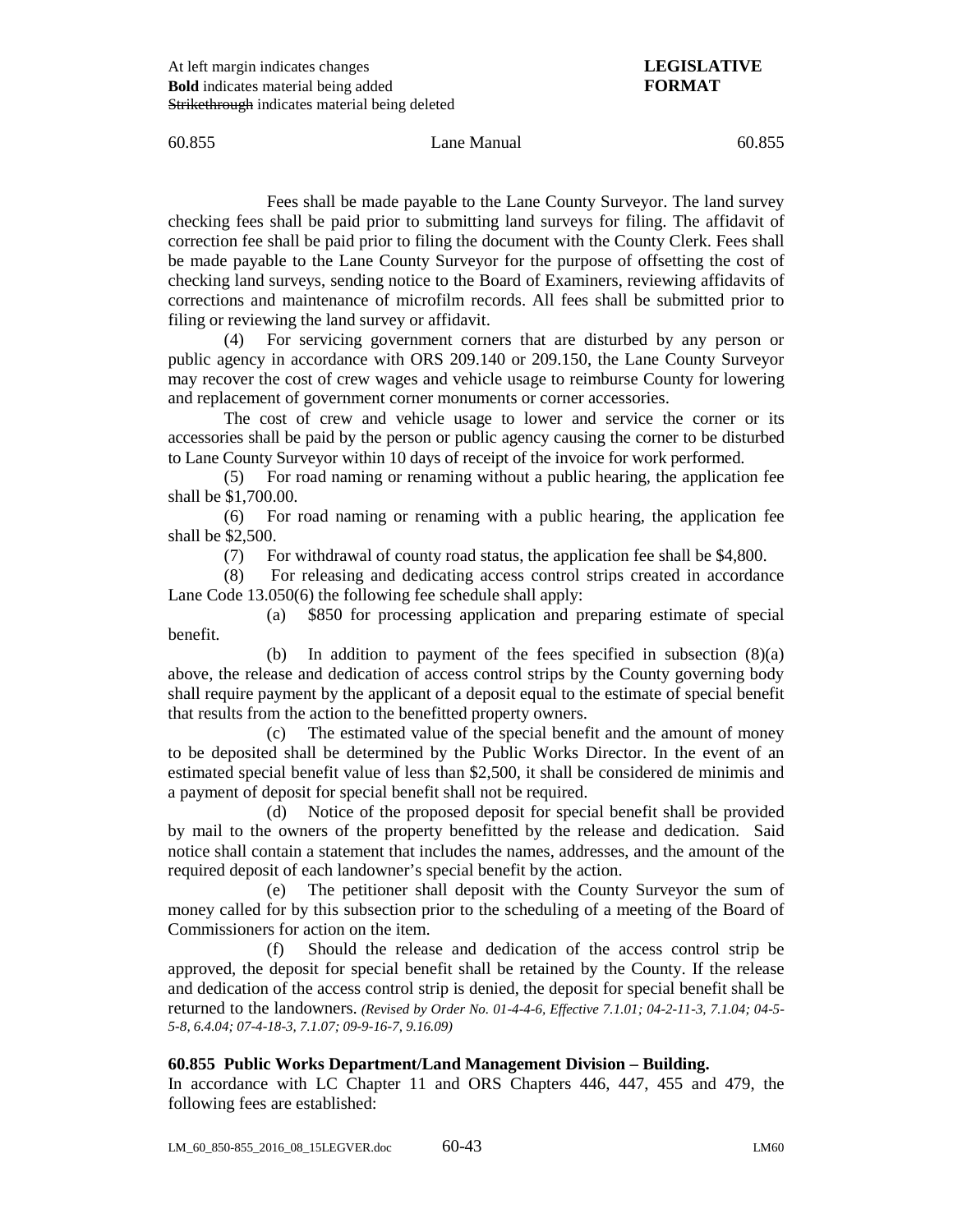Fees shall be made payable to the Lane County Surveyor. The land survey checking fees shall be paid prior to submitting land surveys for filing. The affidavit of correction fee shall be paid prior to filing the document with the County Clerk. Fees shall be made payable to the Lane County Surveyor for the purpose of offsetting the cost of checking land surveys, sending notice to the Board of Examiners, reviewing affidavits of corrections and maintenance of microfilm records. All fees shall be submitted prior to filing or reviewing the land survey or affidavit.

(4) For servicing government corners that are disturbed by any person or public agency in accordance with ORS 209.140 or 209.150, the Lane County Surveyor may recover the cost of crew wages and vehicle usage to reimburse County for lowering and replacement of government corner monuments or corner accessories.

The cost of crew and vehicle usage to lower and service the corner or its accessories shall be paid by the person or public agency causing the corner to be disturbed to Lane County Surveyor within 10 days of receipt of the invoice for work performed.

(5) For road naming or renaming without a public hearing, the application fee shall be $1,700.00.

(6) For road naming or renaming with a public hearing, the application fee shall be $2,500.

(7) For withdrawal of county road status, the application fee shall be $4,800.

(8) For releasing and dedicating access control strips created in accordance Lane Code 13.050(6) the following fee schedule shall apply:

(a) $850 for processing application and preparing estimate of special benefit.

(b) In addition to payment of the fees specified in subsection (8)(a) above, the release and dedication of access control strips by the County governing body shall require payment by the applicant of a deposit equal to the estimate of special benefit that results from the action to the benefitted property owners.

(c) The estimated value of the special benefit and the amount of money to be deposited shall be determined by the Public Works Director. In the event of an estimated special benefit value of less than $2,500, it shall be considered de minimis and a payment of deposit for special benefit shall not be required.

(d) Notice of the proposed deposit for special benefit shall be provided by mail to the owners of the property benefitted by the release and dedication. Said notice shall contain a statement that includes the names, addresses, and the amount of the required deposit of each landowner's special benefit by the action.

(e) The petitioner shall deposit with the County Surveyor the sum of money called for by this subsection prior to the scheduling of a meeting of the Board of Commissioners for action on the item.

(f) Should the release and dedication of the access control strip be approved, the deposit for special benefit shall be retained by the County. If the release and dedication of the access control strip is denied, the deposit for special benefit shall be returned to the landowners. *(Revised by Order No. 01-4-4-6, Effective 7.1.01; 04-2-11-3, 7.1.04; 04-5-5-8, 6.4.04; 07-4-18-3, 7.1.07; 09-9-16-7, 9.16.09)*

**60.855 Public Works Department/Land Management Division – Building.**

In accordance with LC Chapter 11 and ORS Chapters 446, 447, 455 and 479, the following fees are established: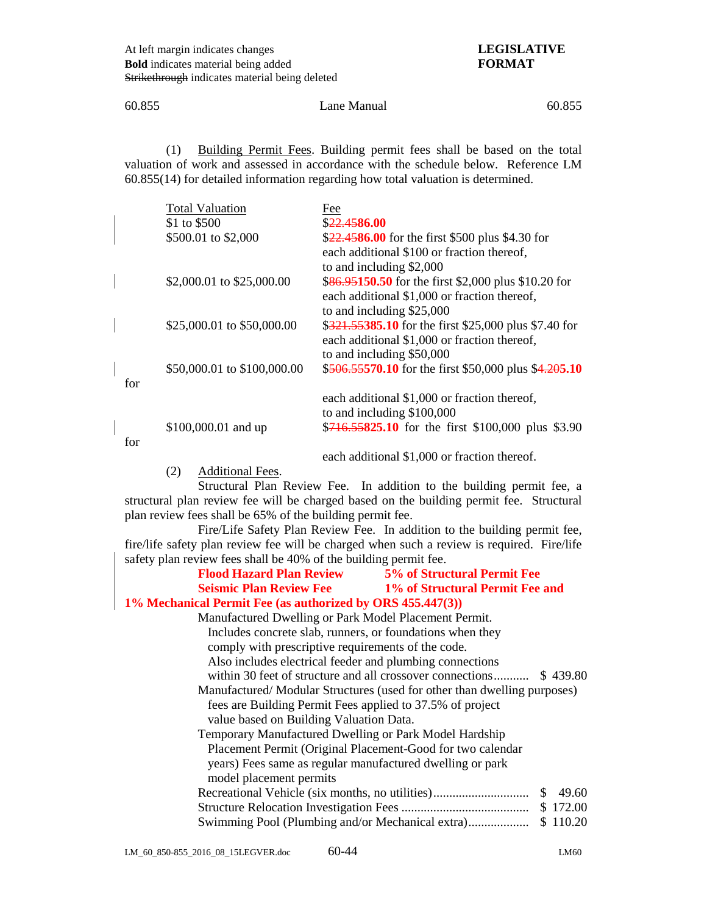At left margin indicates changes
**Bold** indicates material being added
~~Strikethrough~~ indicates material being deleted

**LEGISLATIVE FORMAT**

60.855 Lane Manual 60.855

(1) Building Permit Fees. Building permit fees shall be based on the total valuation of work and assessed in accordance with the schedule below. Reference LM 60.855(14) for detailed information regarding how total valuation is determined.

| Total Valuation | Fee |
|---|---|
| $1 to $500 | $~~22.45~~**86.00** |
| $500.01 to $2,000 | $~~22.45~~**86.00** for the first $500 plus $4.30 for each additional $100 or fraction thereof, to and including $2,000 |
| $2,000.01 to $25,000.00 | $~~86.95~~**150.50** for the first $2,000 plus $10.20 for each additional $1,000 or fraction thereof, to and including $25,000 |
| $25,000.01 to $50,000.00 | $~~321.55~~**385.10** for the first $25,000 plus $7.40 for each additional $1,000 or fraction thereof, to and including $50,000 |
| $50,000.01 to $100,000.00 | $~~506.55~~**570.10** for the first $50,000 plus $~~4.20~~**5.10** for each additional $1,000 or fraction thereof, to and including $100,000 |
| $100,000.01 and up | $~~716.55~~**825.10** for the first $100,000 plus $3.90 for each additional $1,000 or fraction thereof. |

(2) Additional Fees.

Structural Plan Review Fee. In addition to the building permit fee, a structural plan review fee will be charged based on the building permit fee. Structural plan review fees shall be 65% of the building permit fee.

Fire/Life Safety Plan Review Fee. In addition to the building permit fee, fire/life safety plan review fee will be charged when such a review is required. Fire/life safety plan review fees shall be 40% of the building permit fee.

**Flood Hazard Plan Review** **5% of Structural Permit Fee**
**Seismic Plan Review Fee** **1% of Structural Permit Fee and 1% Mechanical Permit Fee (as authorized by ORS 455.447(3))**

Manufactured Dwelling or Park Model Placement Permit. Includes concrete slab, runners, or foundations when they comply with prescriptive requirements of the code. Also includes electrical feeder and plumbing connections within 30 feet of structure and all crossover connections........... $ 439.80

Manufactured/ Modular Structures (used for other than dwelling purposes) fees are Building Permit Fees applied to 37.5% of project value based on Building Valuation Data.

Temporary Manufactured Dwelling or Park Model Hardship Placement Permit (Original Placement-Good for two calendar years) Fees same as regular manufactured dwelling or park model placement permits

Recreational Vehicle (six months, no utilities)............................. $ 49.60
Structure Relocation Investigation Fees ....................................... $ 172.00
Swimming Pool (Plumbing and/or Mechanical extra).................. $ 110.20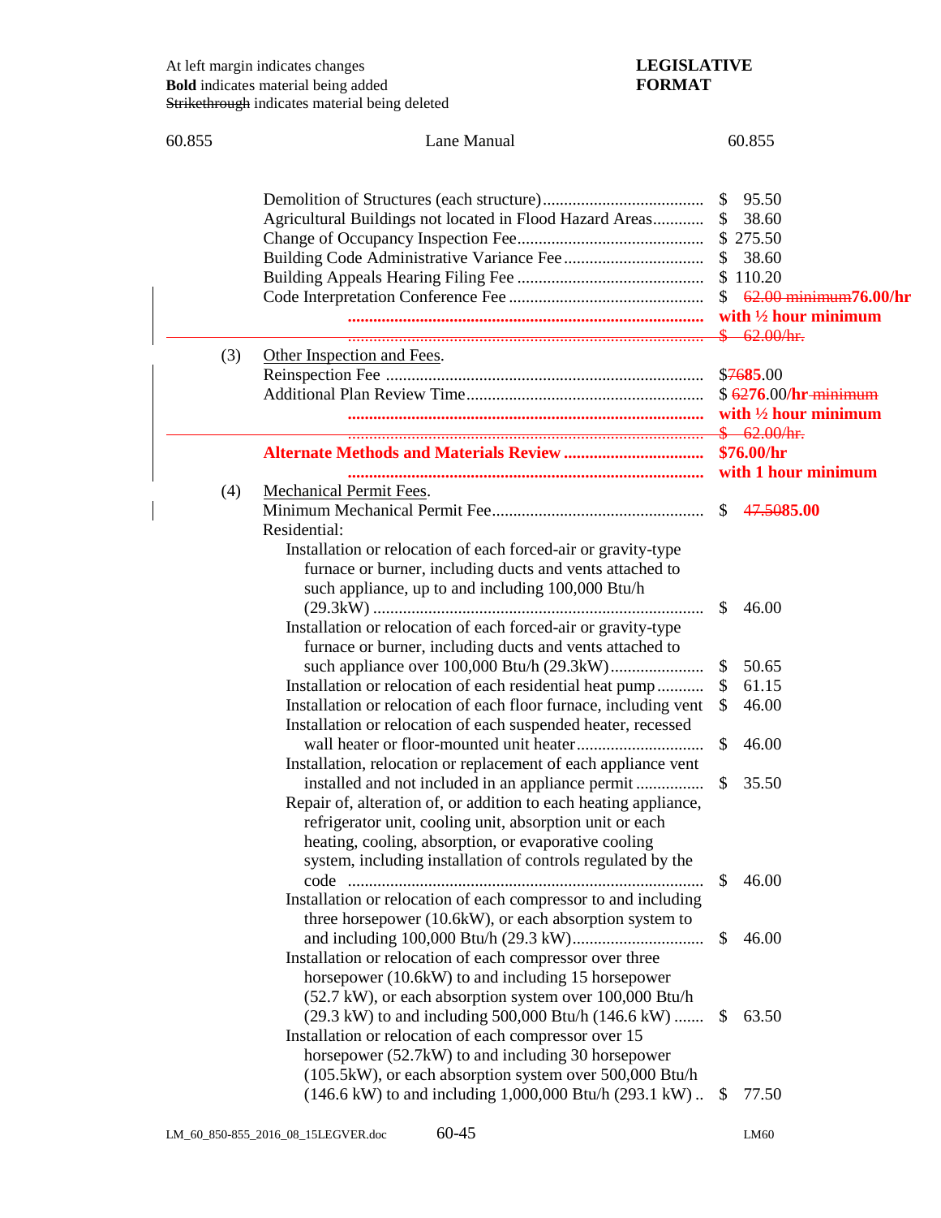At left margin indicates changes
**Bold** indicates material being added
~~Strikethrough~~ indicates material being deleted

**LEGISLATIVE FORMAT**

| | |
|---|---|
| Demolition of Structures (each structure) | $ 95.50 |
| Agricultural Buildings not located in Flood Hazard Areas | $ 38.60 |
| Change of Occupancy Inspection Fee | $ 275.50 |
| Building Code Administrative Variance Fee | $ 38.60 |
| Building Appeals Hearing Filing Fee | $ 110.20 |
| Code Interpretation Conference Fee | $ ~~62.00 minimum~~**76.00/hr with ½ hour minimum** |
| | ~~$ 62.00/hr.~~ |

(3) Other Inspection and Fees.

| | |
|---|---|
| Reinspection Fee | $~~76~~**85**.00 |
| Additional Plan Review Time | $ ~~62~~**76**.00**/hr** ~~minimum~~ **with ½ hour minimum** |
| | ~~$ 62.00/hr.~~ |
| **Alternate Methods and Materials Review** | **$76.00/hr with 1 hour minimum** |

(4) Mechanical Permit Fees.

| | |
|---|---|
| Minimum Mechanical Permit Fee | $ ~~47.50~~**85.00** |
| Residential: | |
| Installation or relocation of each forced-air or gravity-type furnace or burner, including ducts and vents attached to such appliance, up to and including 100,000 Btu/h (29.3kW) | $ 46.00 |
| Installation or relocation of each forced-air or gravity-type furnace or burner, including ducts and vents attached to such appliance over 100,000 Btu/h (29.3kW) | $ 50.65 |
| Installation or relocation of each residential heat pump | $ 61.15 |
| Installation or relocation of each floor furnace, including vent | $ 46.00 |
| Installation or relocation of each suspended heater, recessed wall heater or floor-mounted unit heater | $ 46.00 |
| Installation, relocation or replacement of each appliance vent installed and not included in an appliance permit | $ 35.50 |
| Repair of, alteration of, or addition to each heating appliance, refrigerator unit, cooling unit, absorption unit or each heating, cooling, absorption, or evaporative cooling system, including installation of controls regulated by the code | $ 46.00 |
| Installation or relocation of each compressor to and including three horsepower (10.6kW), or each absorption system to and including 100,000 Btu/h (29.3 kW) | $ 46.00 |
| Installation or relocation of each compressor over three horsepower (10.6kW) to and including 15 horsepower (52.7 kW), or each absorption system over 100,000 Btu/h (29.3 kW) to and including 500,000 Btu/h (146.6 kW) | $ 63.50 |
| Installation or relocation of each compressor over 15 horsepower (52.7kW) to and including 30 horsepower (105.5kW), or each absorption system over 500,000 Btu/h (146.6 kW) to and including 1,000,000 Btu/h (293.1 kW) | $ 77.50 |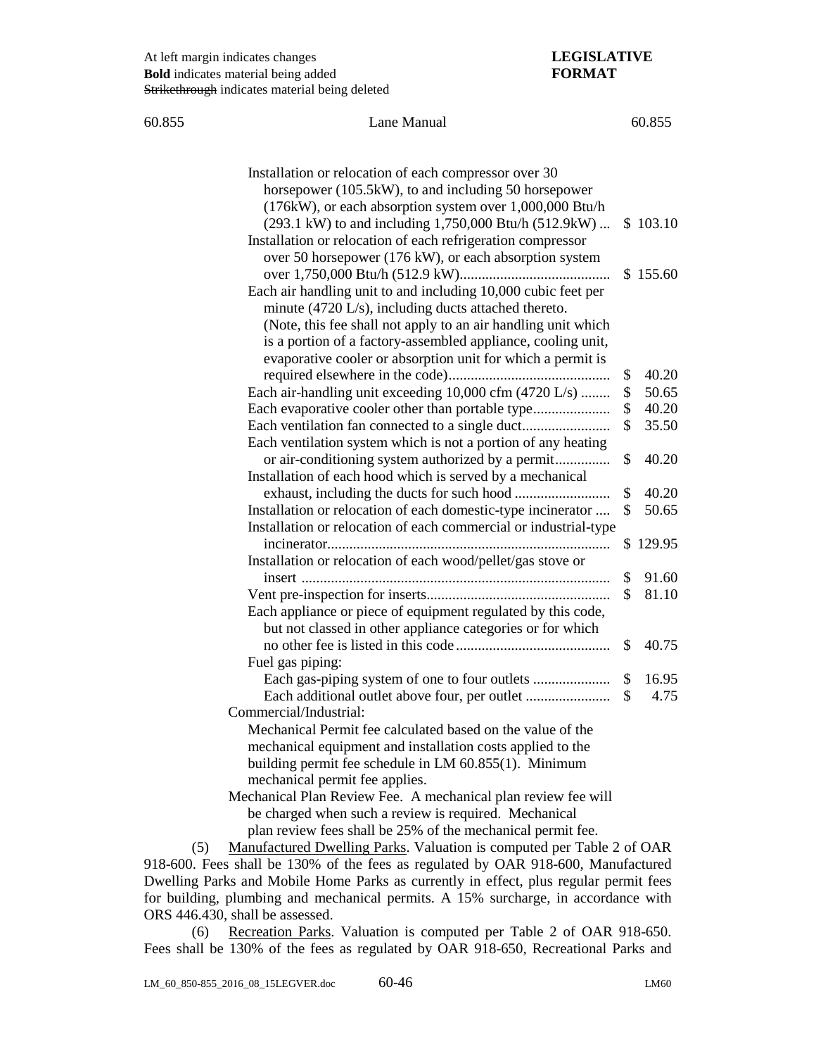Installation or relocation of each compressor over 30 horsepower (105.5kW), to and including 50 horsepower (176kW), or each absorption system over 1,000,000 Btu/h (293.1 kW) to and including 1,750,000 Btu/h (512.9kW) ... $ 103.10

Installation or relocation of each refrigeration compressor over 50 horsepower (176 kW), or each absorption system over 1,750,000 Btu/h (512.9 kW)......................................... $ 155.60

Each air handling unit to and including 10,000 cubic feet per minute (4720 L/s), including ducts attached thereto. (Note, this fee shall not apply to an air handling unit which is a portion of a factory-assembled appliance, cooling unit, evaporative cooler or absorption unit for which a permit is required elsewhere in the code)........................................... $ 40.20

Each air-handling unit exceeding 10,000 cfm (4720 L/s) ........ $ 50.65

Each evaporative cooler other than portable type..................... $ 40.20

Each ventilation fan connected to a single duct........................ $ 35.50

Each ventilation system which is not a portion of any heating or air-conditioning system authorized by a permit............... $ 40.20

Installation of each hood which is served by a mechanical exhaust, including the ducts for such hood .......................... $ 40.20

Installation or relocation of each domestic-type incinerator .... $ 50.65

Installation or relocation of each commercial or industrial-type incinerator............................................................................ $ 129.95

Installation or relocation of each wood/pellet/gas stove or insert ................................................................................... $ 91.60

Vent pre-inspection for inserts................................................. $ 81.10

Each appliance or piece of equipment regulated by this code, but not classed in other appliance categories or for which no other fee is listed in this code .......................................... $ 40.75

Fuel gas piping:

Each gas-piping system of one to four outlets ..................... $ 16.95

Each additional outlet above four, per outlet ....................... $ 4.75

Commercial/Industrial:

Mechanical Permit fee calculated based on the value of the mechanical equipment and installation costs applied to the building permit fee schedule in LM 60.855(1). Minimum mechanical permit fee applies.

Mechanical Plan Review Fee. A mechanical plan review fee will be charged when such a review is required. Mechanical plan review fees shall be 25% of the mechanical permit fee.

(5) Manufactured Dwelling Parks. Valuation is computed per Table 2 of OAR 918-600. Fees shall be 130% of the fees as regulated by OAR 918-600, Manufactured Dwelling Parks and Mobile Home Parks as currently in effect, plus regular permit fees for building, plumbing and mechanical permits. A 15% surcharge, in accordance with ORS 446.430, shall be assessed.

(6) Recreation Parks. Valuation is computed per Table 2 of OAR 918-650. Fees shall be 130% of the fees as regulated by OAR 918-650, Recreational Parks and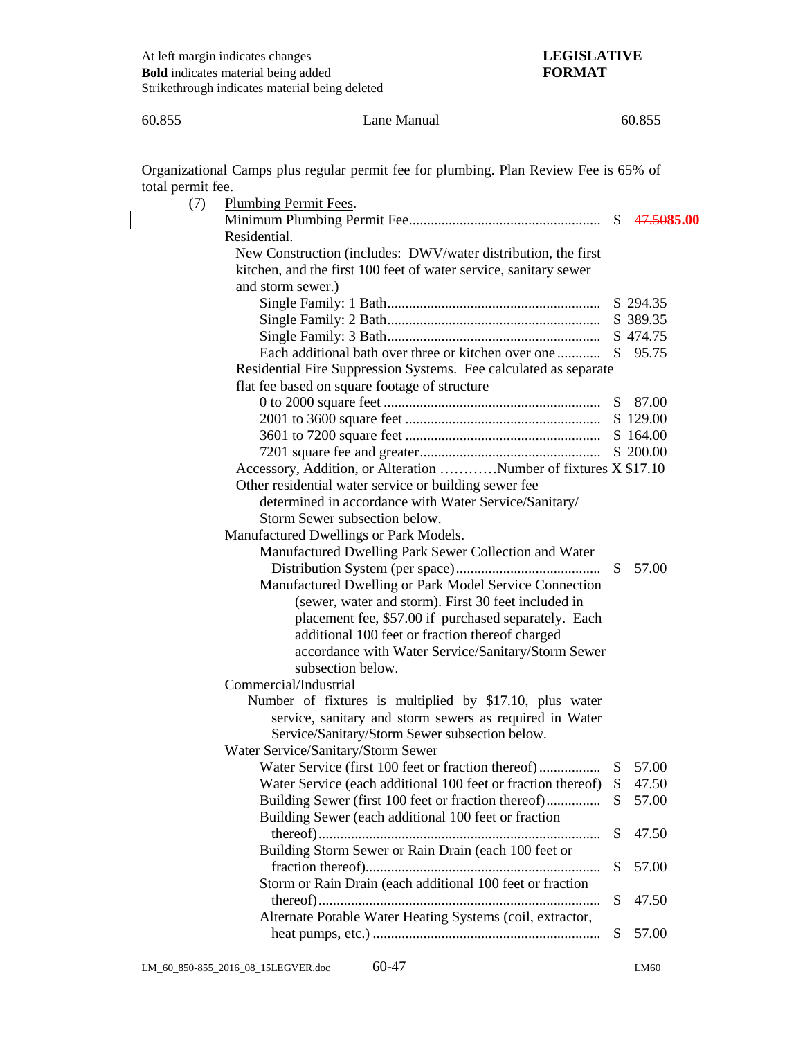At left margin indicates changes
**Bold** indicates material being added
~~Strikethrough~~ indicates material being deleted

**LEGISLATIVE FORMAT**

Organizational Camps plus regular permit fee for plumbing. Plan Review Fee is 65% of total permit fee.

(7) Plumbing Permit Fees.

Minimum Plumbing Permit Fee.................................................... $ ~~47.50~~**85.00**

Residential.

New Construction (includes: DWV/water distribution, the first kitchen, and the first 100 feet of water service, sanitary sewer and storm sewer.)

- Single Family: 1 Bath.......................................................... $ 294.35
- Single Family: 2 Bath.......................................................... $ 389.35
- Single Family: 3 Bath.......................................................... $ 474.75
- Each additional bath over three or kitchen over one ............ $ 95.75

Residential Fire Suppression Systems. Fee calculated as separate flat fee based on square footage of structure

- 0 to 2000 square feet .......................................................... $ 87.00
- 2001 to 3600 square feet ..................................................... $ 129.00
- 3601 to 7200 square feet ..................................................... $ 164.00
- 7201 square feet and greater................................................. $ 200.00

Accessory, Addition, or Alteration …………Number of fixtures X $17.10

Other residential water service or building sewer fee determined in accordance with Water Service/Sanitary/ Storm Sewer subsection below.

Manufactured Dwellings or Park Models.

Manufactured Dwelling Park Sewer Collection and Water Distribution System (per space)........................................ $ 57.00

Manufactured Dwelling or Park Model Service Connection (sewer, water and storm). First 30 feet included in placement fee, $57.00 if purchased separately. Each additional 100 feet or fraction thereof charged accordance with Water Service/Sanitary/Storm Sewer subsection below.

Commercial/Industrial

Number of fixtures is multiplied by $17.10, plus water service, sanitary and storm sewers as required in Water Service/Sanitary/Storm Sewer subsection below.

Water Service/Sanitary/Storm Sewer

- Water Service (first 100 feet or fraction thereof) ................ $ 57.00
- Water Service (each additional 100 feet or fraction thereof) $ 47.50
- Building Sewer (first 100 feet or fraction thereof).............. $ 57.00
- Building Sewer (each additional 100 feet or fraction thereof)............................................................................ $ 47.50
- Building Storm Sewer or Rain Drain (each 100 feet or fraction thereof)................................................................ $ 57.00
- Storm or Rain Drain (each additional 100 feet or fraction thereof)............................................................................ $ 47.50
- Alternate Potable Water Heating Systems (coil, extractor, heat pumps, etc.) .............................................................. $ 57.00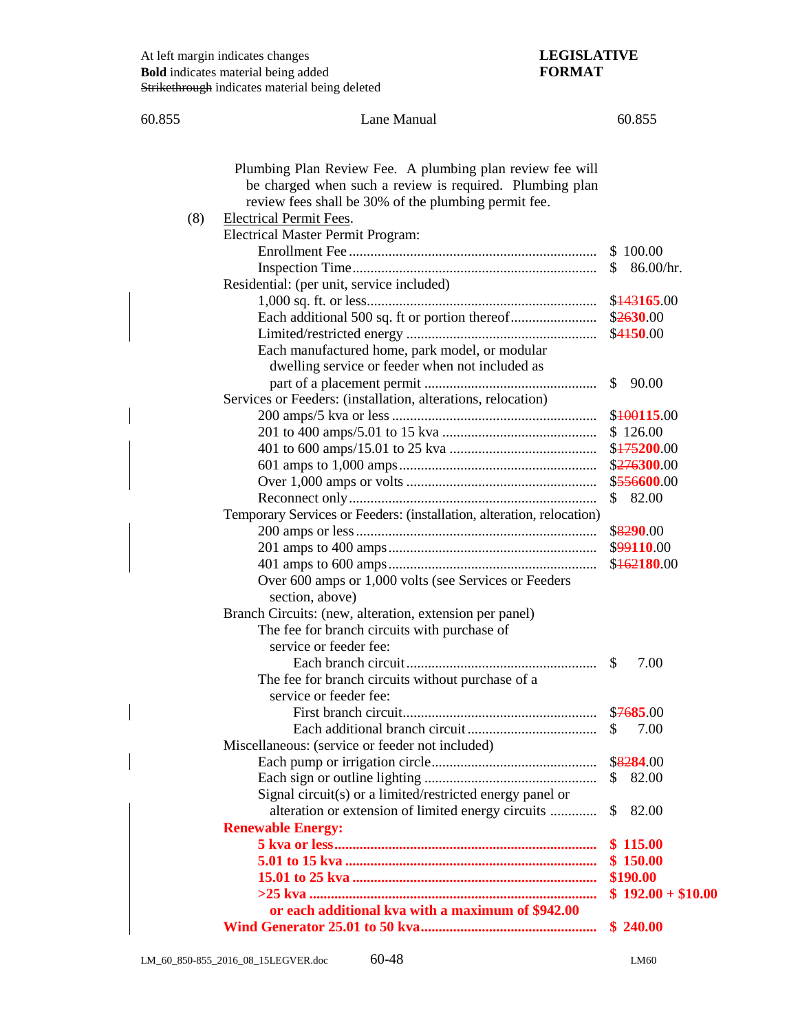At left margin indicates changes
**Bold** indicates material being added
~~Strikethrough~~ indicates material being deleted

**LEGISLATIVE FORMAT**

Plumbing Plan Review Fee. A plumbing plan review fee will be charged when such a review is required. Plumbing plan review fees shall be 30% of the plumbing permit fee.

(8) Electrical Permit Fees.

| Item | Fee |
|---|---|
| **Electrical Master Permit Program:** | |
| Enrollment Fee | $ 100.00 |
| Inspection Time | $ 86.00/hr. |
| **Residential: (per unit, service included)** | |
| 1,000 sq. ft. or less | $~~143~~**165**.00 |
| Each additional 500 sq. ft or portion thereof | $~~26~~**30**.00 |
| Limited/restricted energy | $~~41~~**50**.00 |
| Each manufactured home, park model, or modular dwelling service or feeder when not included as part of a placement permit | $ 90.00 |
| **Services or Feeders: (installation, alterations, relocation)** | |
| 200 amps/5 kva or less | $~~100~~**115**.00 |
| 201 to 400 amps/5.01 to 15 kva | $ 126.00 |
| 401 to 600 amps/15.01 to 25 kva | $~~175~~**200**.00 |
| 601 amps to 1,000 amps | $~~276~~**300**.00 |
| Over 1,000 amps or volts | $~~556~~**600**.00 |
| Reconnect only | $ 82.00 |
| **Temporary Services or Feeders: (installation, alteration, relocation)** | |
| 200 amps or less | $~~82~~**90**.00 |
| 201 amps to 400 amps | $~~99~~**110**.00 |
| 401 amps to 600 amps | $~~162~~**180**.00 |
| Over 600 amps or 1,000 volts (see Services or Feeders section, above) | |
| **Branch Circuits: (new, alteration, extension per panel)** | |
| The fee for branch circuits with purchase of service or feeder fee: | |
| Each branch circuit | $ 7.00 |
| The fee for branch circuits without purchase of a service or feeder fee: | |
| First branch circuit | $~~76~~**85**.00 |
| Each additional branch circuit | $ 7.00 |
| **Miscellaneous: (service or feeder not included)** | |
| Each pump or irrigation circle | $~~82~~**84**.00 |
| Each sign or outline lighting | $ 82.00 |
| Signal circuit(s) or a limited/restricted energy panel or alteration or extension of limited energy circuits | $ 82.00 |
| **Renewable Energy:** | |
| **5 kva or less** | **$ 115.00** |
| **5.01 to 15 kva** | **$ 150.00** |
| **15.01 to 25 kva** | **$190.00** |
| **>25 kva** | **$ 192.00 + $10.00** |
| **or each additional kva with a maximum of $942.00** | |
| **Wind Generator 25.01 to 50 kva** | **$ 240.00** |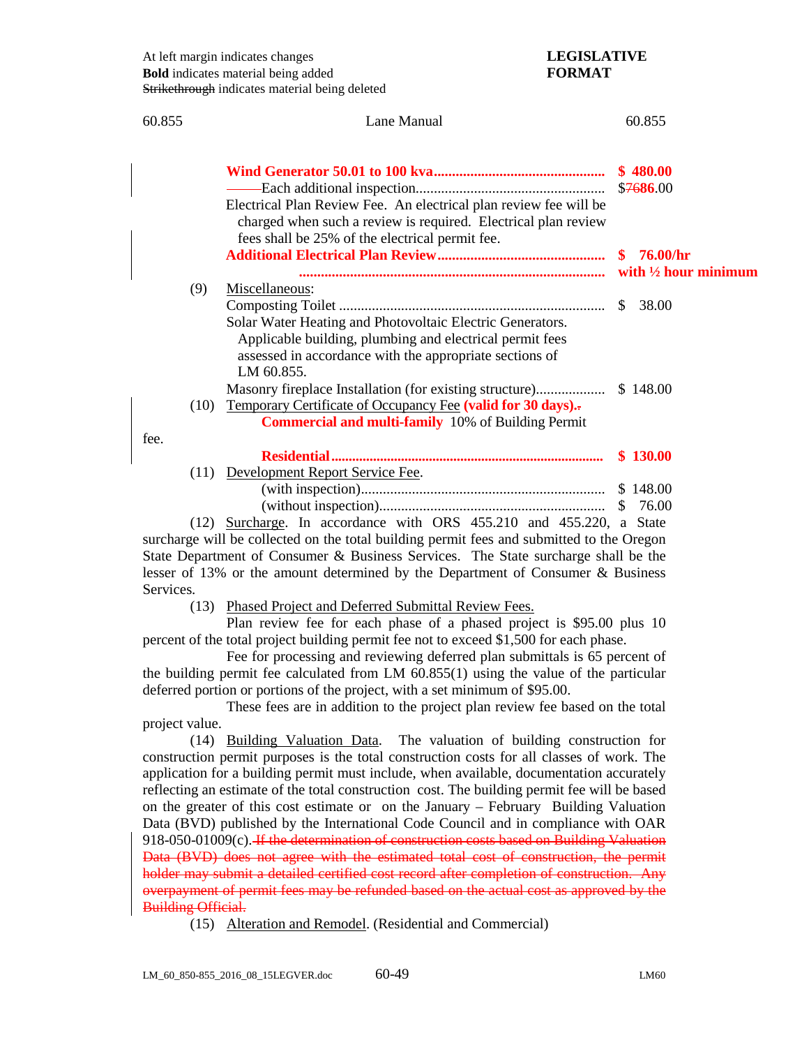At left margin indicates changes
**Bold** indicates material being added
~~Strikethrough~~ indicates material being deleted

**LEGISLATIVE FORMAT**

60.855 Lane Manual 60.855

**Wind Generator 50.01 to 100 kva** .............................................. **$ 480.00**

——Each additional inspection................................................... $~~76~~**86**.00

Electrical Plan Review Fee. An electrical plan review fee will be charged when such a review is required. Electrical plan review fees shall be 25% of the electrical permit fee.

**Additional Electrical Plan Review** ............................................. **$ 76.00/hr with ½ hour minimum**

(9) Miscellaneous:

Composting Toilet ........................................................................ $ 38.00

Solar Water Heating and Photovoltaic Electric Generators. Applicable building, plumbing and electrical permit fees assessed in accordance with the appropriate sections of LM 60.855.

Masonry fireplace Installation (for existing structure).................. $ 148.00

(10) Temporary Certificate of Occupancy Fee **(valid for 30 days).**~~.~~

**Commercial and multi-family** 10% of Building Permit fee.

**Residential** ........................................................................... **$ 130.00**

(11) Development Report Service Fee.

(with inspection)................................................................... $ 148.00

(without inspection).............................................................. $ 76.00

(12) Surcharge. In accordance with ORS 455.210 and 455.220, a State surcharge will be collected on the total building permit fees and submitted to the Oregon State Department of Consumer & Business Services. The State surcharge shall be the lesser of 13% or the amount determined by the Department of Consumer & Business Services.

(13) Phased Project and Deferred Submittal Review Fees.

Plan review fee for each phase of a phased project is $95.00 plus 10 percent of the total project building permit fee not to exceed $1,500 for each phase.

Fee for processing and reviewing deferred plan submittals is 65 percent of the building permit fee calculated from LM 60.855(1) using the value of the particular deferred portion or portions of the project, with a set minimum of $95.00.

These fees are in addition to the project plan review fee based on the total project value.

(14) Building Valuation Data. The valuation of building construction for construction permit purposes is the total construction costs for all classes of work. The application for a building permit must include, when available, documentation accurately reflecting an estimate of the total construction cost. The building permit fee will be based on the greater of this cost estimate or on the January – February Building Valuation Data (BVD) published by the International Code Council and in compliance with OAR 918-050-01009(c).~~If the determination of construction costs based on Building Valuation Data (BVD) does not agree with the estimated total cost of construction, the permit holder may submit a detailed certified cost record after completion of construction. Any overpayment of permit fees may be refunded based on the actual cost as approved by the Building Official.~~

(15) Alteration and Remodel. (Residential and Commercial)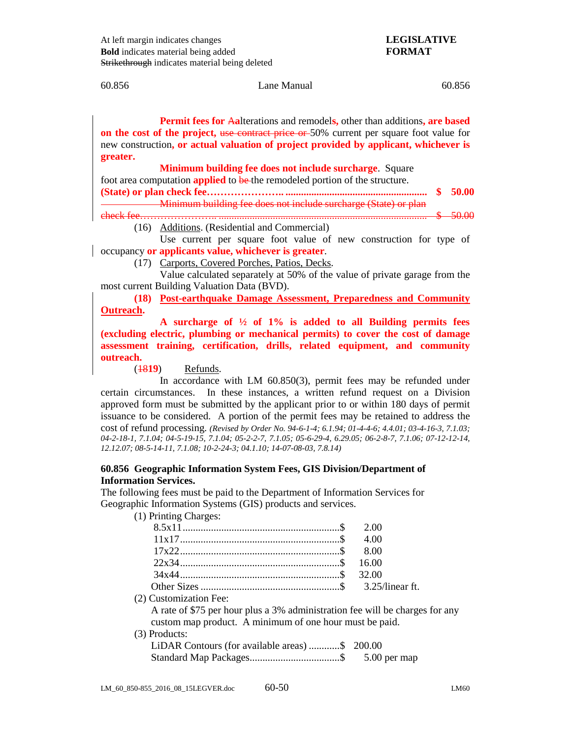At left margin indicates changes
**Bold** indicates material being added
~~Strikethrough~~ indicates material being deleted

**LEGISLATIVE FORMAT**

**Permit fees for** ~~A~~**a**lterations and remodel**s**, other than additions**, are based on the cost of the project,** ~~use contract price or~~ 50% current per square foot value for new construction**, or actual valuation of project provided by applicant, whichever is greater.**

**Minimum building fee does not include surcharge**. Square foot area computation **applied** to ~~be~~ the remodeled portion of the structure.

**(State) or plan check fee…………………. ........................................................ $ 50.00**

~~Minimum building fee does not include surcharge (State) or plan check fee………………….. ............................................................................ $ 50.00~~

(16) Additions. (Residential and Commercial)

Use current per square foot value of new construction for type of occupancy **or applicants value, whichever is greater**.

(17) Carports, Covered Porches, Patios, Decks.

Value calculated separately at 50% of the value of private garage from the most current Building Valuation Data (BVD).

**(18) Post-earthquake Damage Assessment, Preparedness and Community Outreach.**

**A surcharge of ½ of 1% is added to all Building permits fees (excluding electric, plumbing or mechanical permits) to cover the cost of damage assessment training, certification, drills, related equipment, and community outreach.**

(~~18~~**19**) Refunds.

In accordance with LM 60.850(3), permit fees may be refunded under certain circumstances. In these instances, a written refund request on a Division approved form must be submitted by the applicant prior to or within 180 days of permit issuance to be considered. A portion of the permit fees may be retained to address the cost of refund processing. *(Revised by Order No. 94-6-1-4; 6.1.94; 01-4-4-6; 4.4.01; 03-4-16-3, 7.1.03; 04-2-18-1, 7.1.04; 04-5-19-15, 7.1.04; 05-2-2-7, 7.1.05; 05-6-29-4, 6.29.05; 06-2-8-7, 7.1.06; 07-12-12-14, 12.12.07; 08-5-14-11, 7.1.08; 10-2-24-3; 04.1.10; 14-07-08-03, 7.8.14)*

**60.856 Geographic Information System Fees, GIS Division/Department of Information Services.**

The following fees must be paid to the Department of Information Services for Geographic Information Systems (GIS) products and services.

(1) Printing Charges:

| | |
|---|---|
| 8.5x11 | $ 2.00 |
| 11x17 | $ 4.00 |
| 17x22 | $ 8.00 |
| 22x34 | $ 16.00 |
| 34x44 | $ 32.00 |
| Other Sizes | $ 3.25/linear ft. |

(2) Customization Fee:

A rate of $75 per hour plus a 3% administration fee will be charges for any custom map product. A minimum of one hour must be paid.

(3) Products:

| | |
|---|---|
| LiDAR Contours (for available areas) | $ 200.00 |
| Standard Map Packages | $ 5.00 per map |